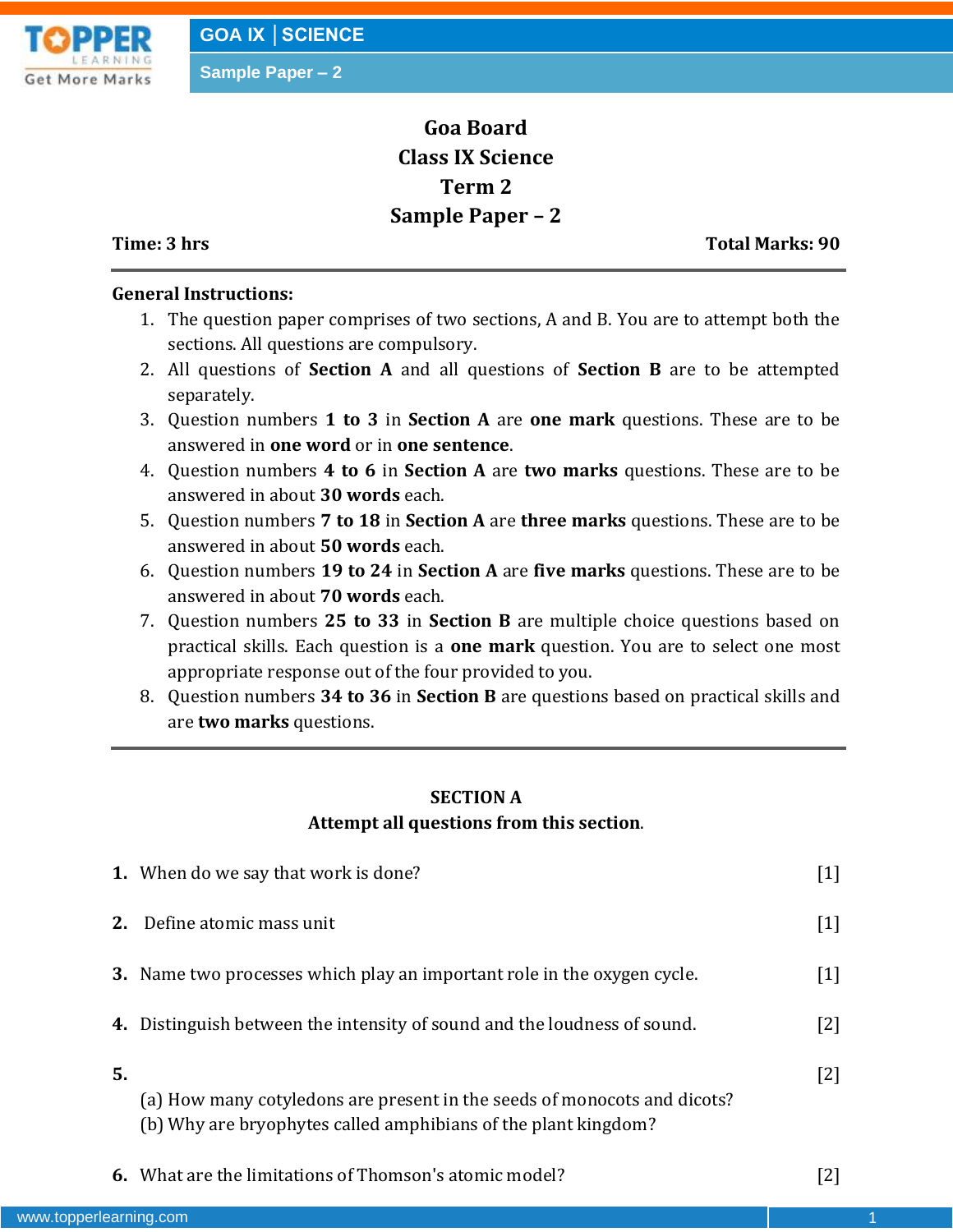# Goa Board
## Class IX Science
## Term 2
## Sample Paper – 2

**Time: 3 hrs** **Total Marks: 90**

---

**General Instructions:**

1. The question paper comprises of two sections, A and B. You are to attempt both the sections. All questions are compulsory.
2. All questions of **Section A** and all questions of **Section B** are to be attempted separately.
3. Question numbers **1 to 3** in **Section A** are **one mark** questions. These are to be answered in **one word** or in **one sentence**.
4. Question numbers **4 to 6** in **Section A** are **two marks** questions. These are to be answered in about **30 words** each.
5. Question numbers **7 to 18** in **Section A** are **three marks** questions. These are to be answered in about **50 words** each.
6. Question numbers **19 to 24** in **Section A** are **five marks** questions. These are to be answered in about **70 words** each.
7. Question numbers **25 to 33** in **Section B** are multiple choice questions based on practical skills. Each question is a **one mark** question. You are to select one most appropriate response out of the four provided to you.
8. Question numbers **34 to 36** in **Section B** are questions based on practical skills and are **two marks** questions.

---

### SECTION A
**Attempt all questions from this section.**

**1.** When do we say that work is done? [1]

**2.** Define atomic mass unit [1]

**3.** Name two processes which play an important role in the oxygen cycle. [1]

**4.** Distinguish between the intensity of sound and the loudness of sound. [2]

**5.** [2]

(a) How many cotyledons are present in the seeds of monocots and dicots?
(b) Why are bryophytes called amphibians of the plant kingdom?

**6.** What are the limitations of Thomson's atomic model? [2]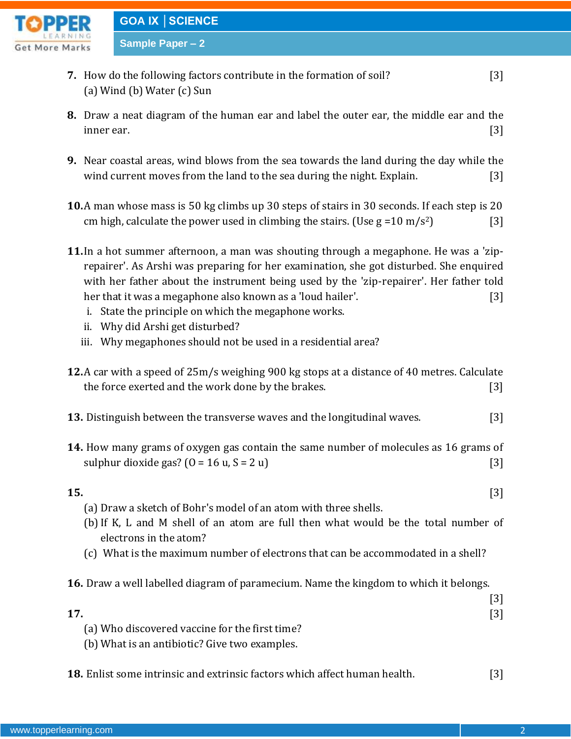7. How do the following factors contribute in the formation of soil? [3]
(a) Wind (b) Water (c) Sun

8. Draw a neat diagram of the human ear and label the outer ear, the middle ear and the inner ear. [3]

9. Near coastal areas, wind blows from the sea towards the land during the day while the wind current moves from the land to the sea during the night. Explain. [3]

10. A man whose mass is 50 kg climbs up 30 steps of stairs in 30 seconds. If each step is 20 cm high, calculate the power used in climbing the stairs. (Use g =10 m/s$^2$) [3]

11. In a hot summer afternoon, a man was shouting through a megaphone. He was a 'zip-repairer'. As Arshi was preparing for her examination, she got disturbed. She enquired with her father about the instrument being used by the 'zip-repairer'. Her father told her that it was a megaphone also known as a 'loud hailer'. [3]
   i. State the principle on which the megaphone works.
   ii. Why did Arshi get disturbed?
   iii. Why megaphones should not be used in a residential area?

12. A car with a speed of 25m/s weighing 900 kg stops at a distance of 40 metres. Calculate the force exerted and the work done by the brakes. [3]

13. Distinguish between the transverse waves and the longitudinal waves. [3]

14. How many grams of oxygen gas contain the same number of molecules as 16 grams of sulphur dioxide gas? (O = 16 u, S = 2 u) [3]

15. [3]
(a) Draw a sketch of Bohr's model of an atom with three shells.
(b) If K, L and M shell of an atom are full then what would be the total number of electrons in the atom?
(c) What is the maximum number of electrons that can be accommodated in a shell?

16. Draw a well labelled diagram of paramecium. Name the kingdom to which it belongs. [3]

17. [3]
(a) Who discovered vaccine for the first time?
(b) What is an antibiotic? Give two examples.

18. Enlist some intrinsic and extrinsic factors which affect human health. [3]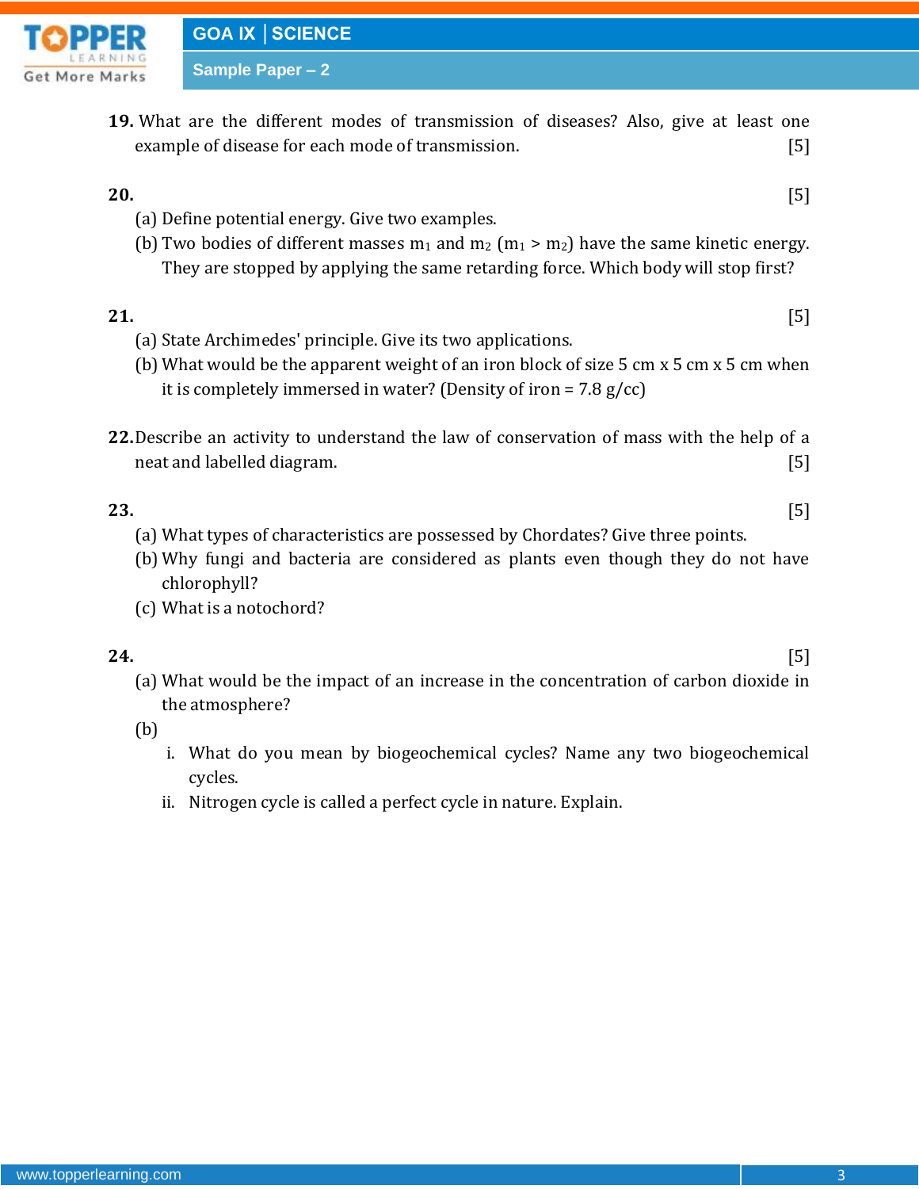**19.** What are the different modes of transmission of diseases? Also, give at least one example of disease for each mode of transmission. [5]

**20.** [5]

(a) Define potential energy. Give two examples.

(b) Two bodies of different masses $m_1$ and $m_2$ ($m_1 > m_2$) have the same kinetic energy. They are stopped by applying the same retarding force. Which body will stop first?

**21.** [5]

(a) State Archimedes' principle. Give its two applications.

(b) What would be the apparent weight of an iron block of size 5 cm x 5 cm x 5 cm when it is completely immersed in water? (Density of iron = 7.8 g/cc)

**22.** Describe an activity to understand the law of conservation of mass with the help of a neat and labelled diagram. [5]

**23.** [5]

(a) What types of characteristics are possessed by Chordates? Give three points.

(b) Why fungi and bacteria are considered as plants even though they do not have chlorophyll?

(c) What is a notochord?

**24.** [5]

(a) What would be the impact of an increase in the concentration of carbon dioxide in the atmosphere?

(b)

i. What do you mean by biogeochemical cycles? Name any two biogeochemical cycles.

ii. Nitrogen cycle is called a perfect cycle in nature. Explain.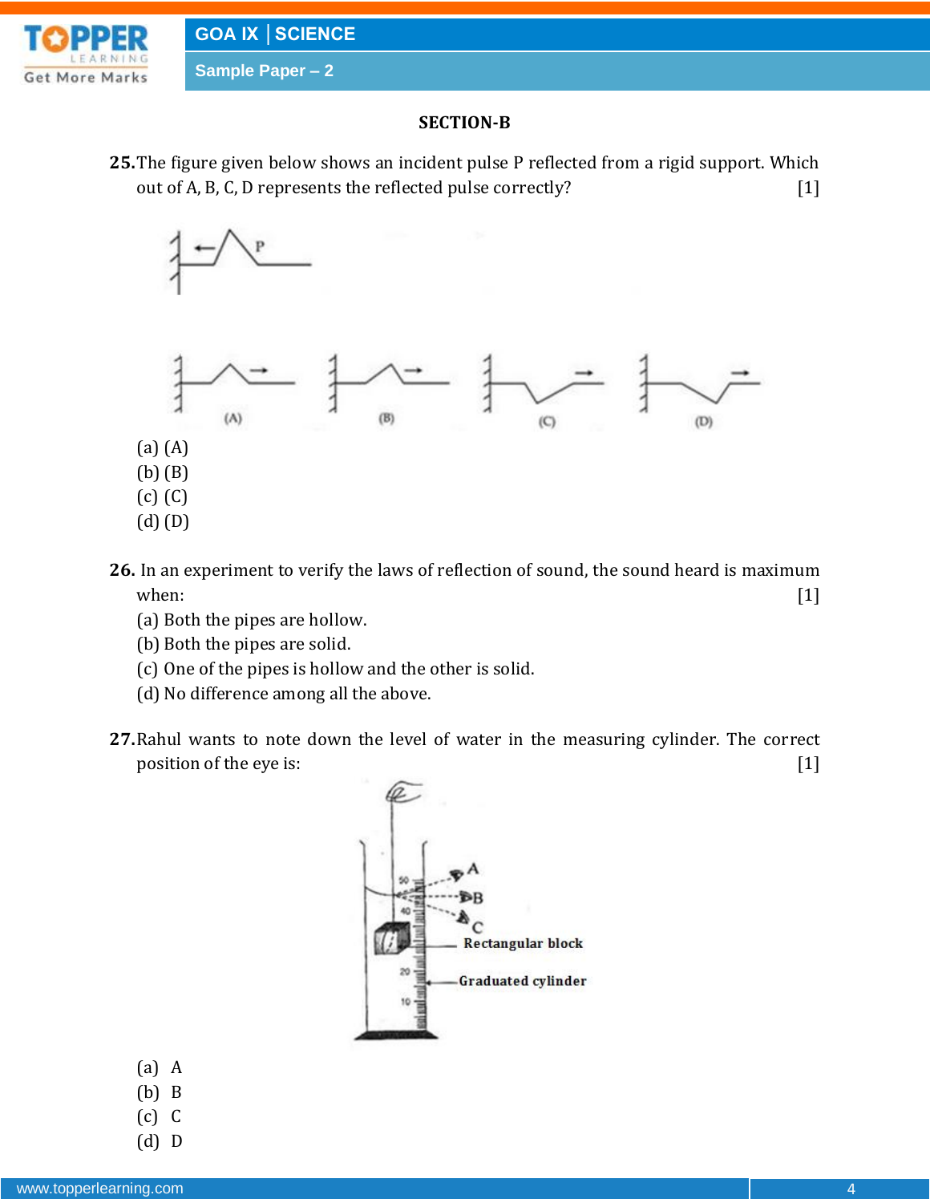## SECTION-B

**25.** The figure given below shows an incident pulse P reflected from a rigid support. Which out of A, B, C, D represents the reflected pulse correctly? [1]

(a) (A)
(b) (B)
(c) (C)
(d) (D)

**26.** In an experiment to verify the laws of reflection of sound, the sound heard is maximum when: [1]

(a) Both the pipes are hollow.
(b) Both the pipes are solid.
(c) One of the pipes is hollow and the other is solid.
(d) No difference among all the above.

**27.** Rahul wants to note down the level of water in the measuring cylinder. The correct position of the eye is: [1]

(a) A
(b) B
(c) C
(d) D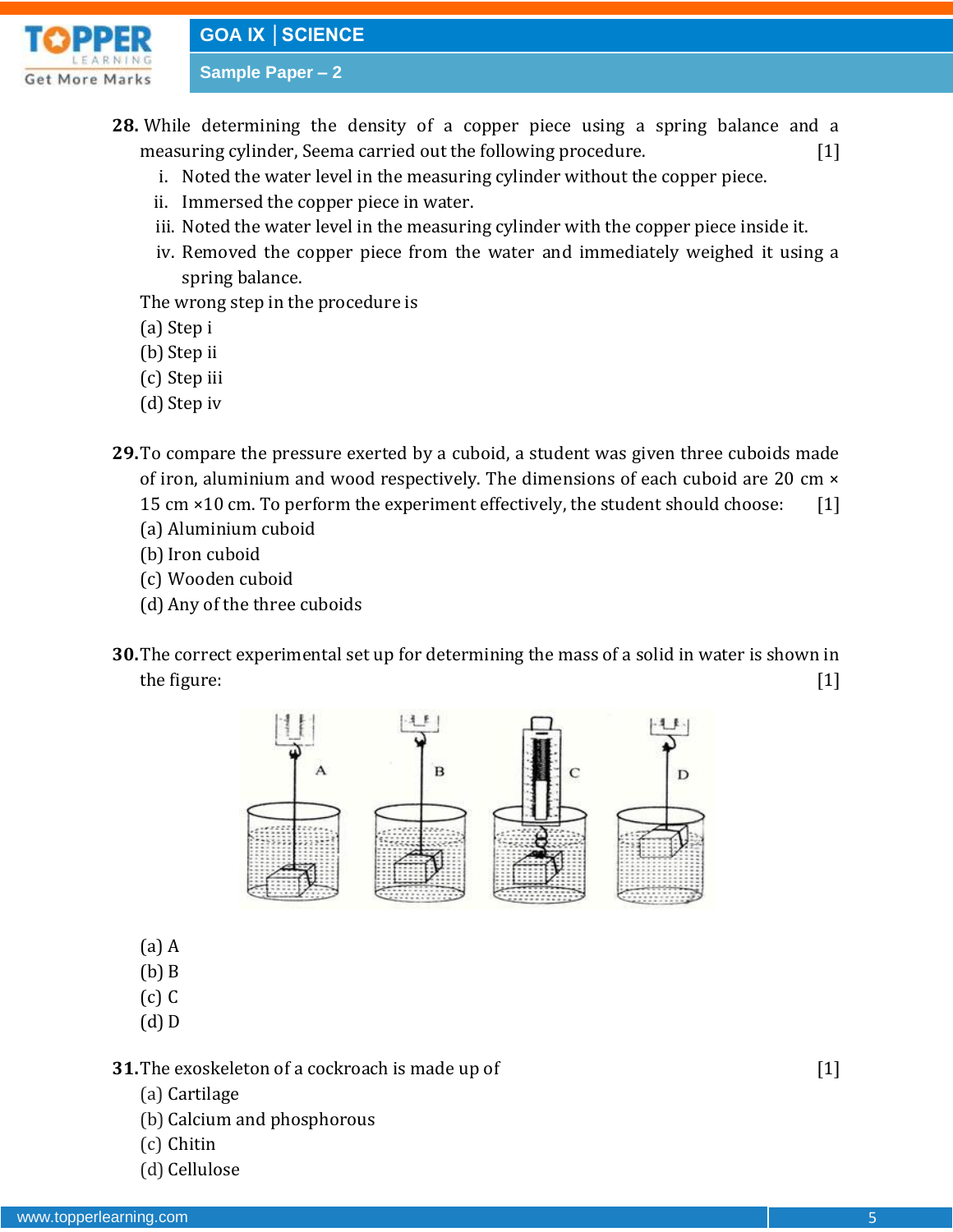**28.** While determining the density of a copper piece using a spring balance and a measuring cylinder, Seema carried out the following procedure. [1]

i. Noted the water level in the measuring cylinder without the copper piece.
ii. Immersed the copper piece in water.
iii. Noted the water level in the measuring cylinder with the copper piece inside it.
iv. Removed the copper piece from the water and immediately weighed it using a spring balance.

The wrong step in the procedure is

(a) Step i
(b) Step ii
(c) Step iii
(d) Step iv

**29.** To compare the pressure exerted by a cuboid, a student was given three cuboids made of iron, aluminium and wood respectively. The dimensions of each cuboid are 20 cm × 15 cm ×10 cm. To perform the experiment effectively, the student should choose: [1]

(a) Aluminium cuboid
(b) Iron cuboid
(c) Wooden cuboid
(d) Any of the three cuboids

**30.** The correct experimental set up for determining the mass of a solid in water is shown in the figure: [1]

A B C D

(a) A
(b) B
(c) C
(d) D

**31.** The exoskeleton of a cockroach is made up of [1]

(a) Cartilage
(b) Calcium and phosphorous
(c) Chitin
(d) Cellulose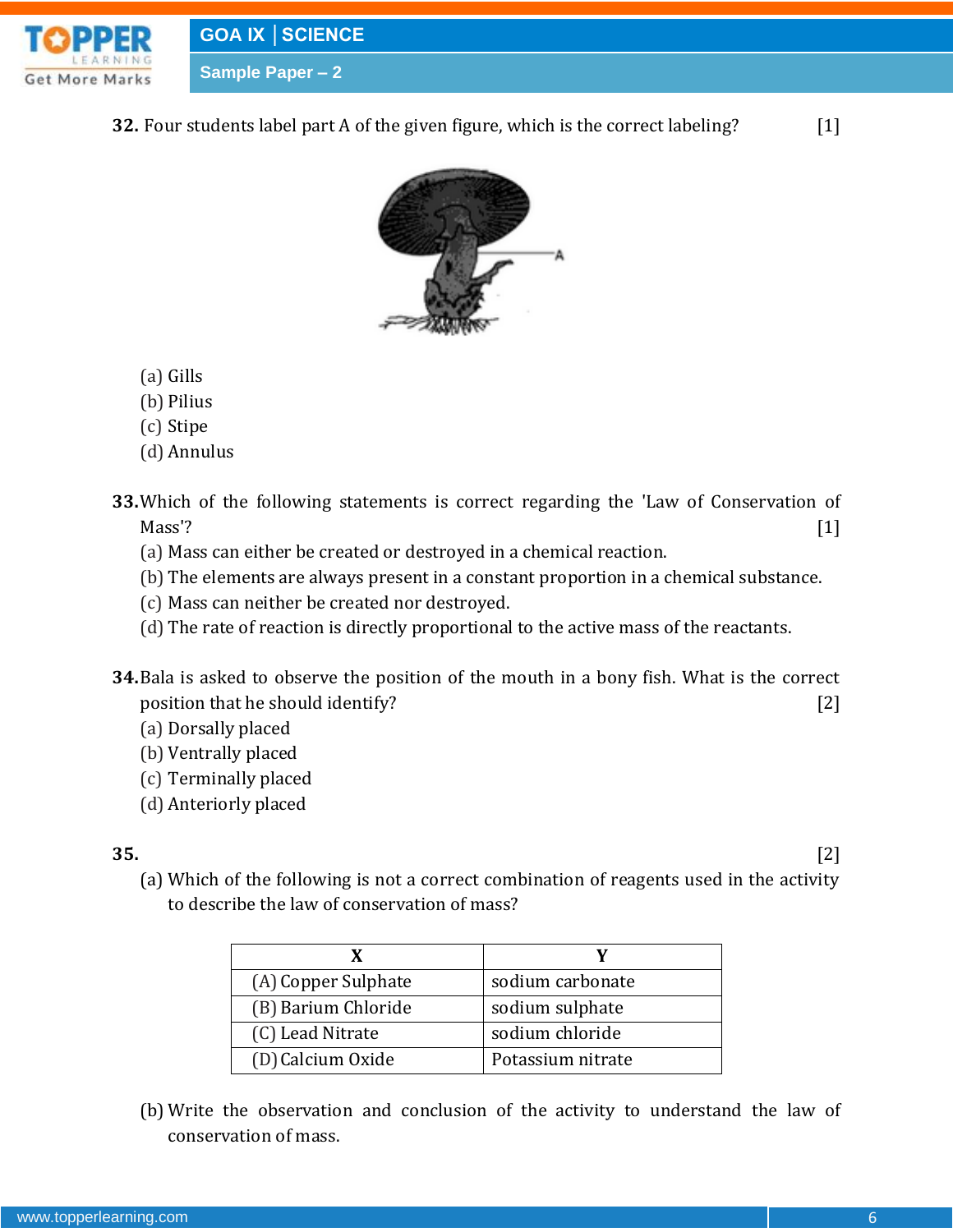**32.** Four students label part A of the given figure, which is the correct labeling? [1]

(a) Gills
(b) Pilius
(c) Stipe
(d) Annulus

**33.** Which of the following statements is correct regarding the 'Law of Conservation of Mass'? [1]
(a) Mass can either be created or destroyed in a chemical reaction.
(b) The elements are always present in a constant proportion in a chemical substance.
(c) Mass can neither be created nor destroyed.
(d) The rate of reaction is directly proportional to the active mass of the reactants.

**34.** Bala is asked to observe the position of the mouth in a bony fish. What is the correct position that he should identify? [2]
(a) Dorsally placed
(b) Ventrally placed
(c) Terminally placed
(d) Anteriorly placed

**35.** [2]
(a) Which of the following is not a correct combination of reagents used in the activity to describe the law of conservation of mass?

| X | Y |
|---|---|
| (A) Copper Sulphate | sodium carbonate |
| (B) Barium Chloride | sodium sulphate |
| (C) Lead Nitrate | sodium chloride |
| (D) Calcium Oxide | Potassium nitrate |

(b) Write the observation and conclusion of the activity to understand the law of conservation of mass.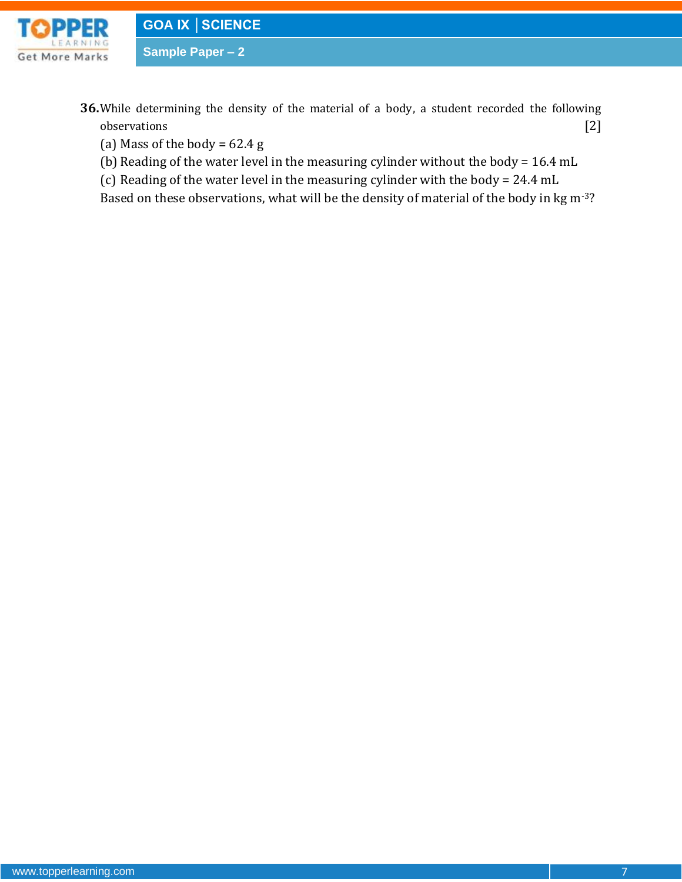**36.** While determining the density of the material of a body, a student recorded the following observations [2]

(a) Mass of the body = 62.4 g

(b) Reading of the water level in the measuring cylinder without the body = 16.4 mL

(c) Reading of the water level in the measuring cylinder with the body = 24.4 mL

Based on these observations, what will be the density of material of the body in kg $m^{-3}$?